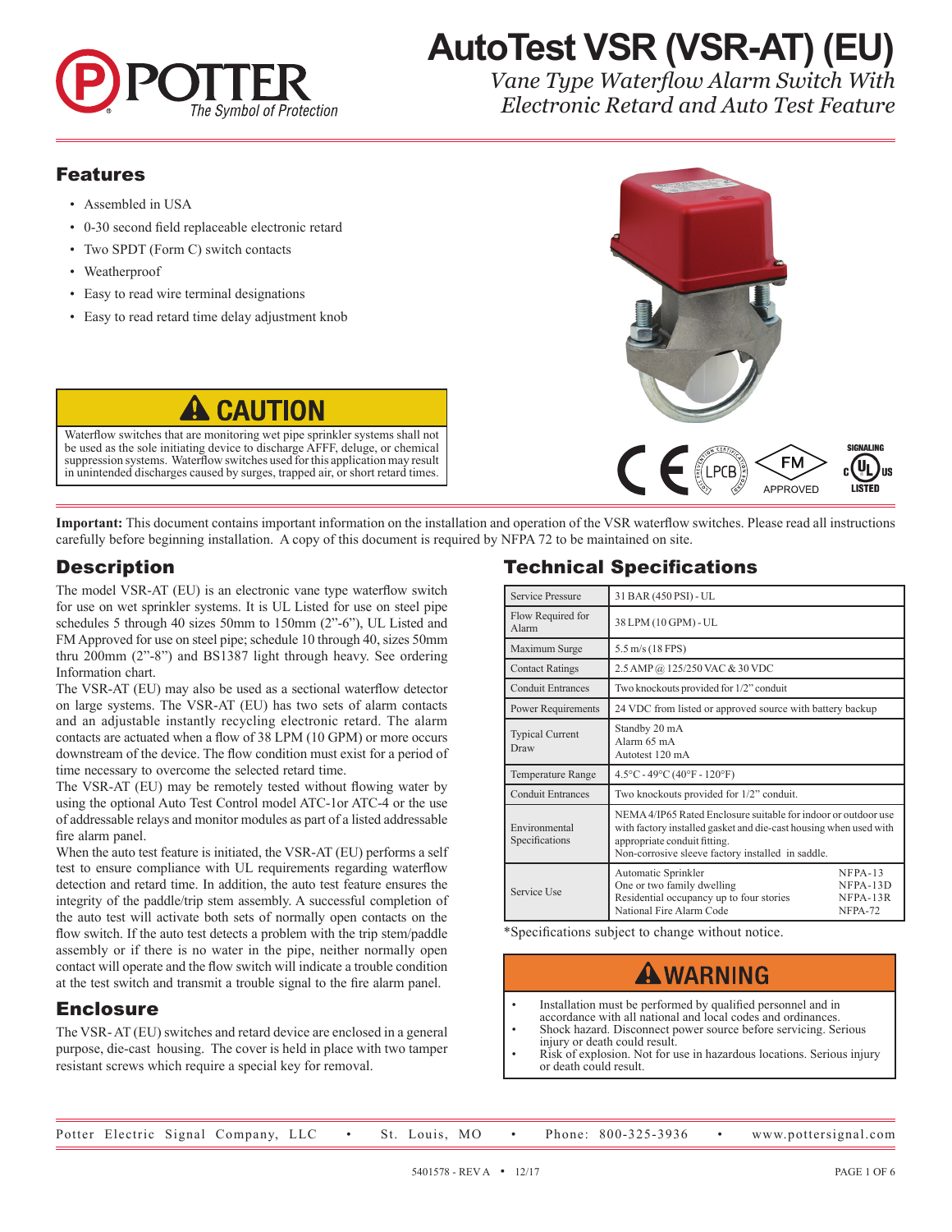# AutoTest VSR (VSR-AT) (EU)

*Vane Type Waterflow Alarm Switch With Electronic Retard and Auto Test Feature*

## Features

- Assembled in USA
- 0-30 second field replaceable electronic retard
- Two SPDT (Form C) switch contacts
- Weatherproof
- Easy to read wire terminal designations
- Easy to read retard time delay adjustment knob

> **⚠ CAUTION**
>
> Waterflow switches that are monitoring wet pipe sprinkler systems shall not be used as the sole initiating device to discharge AFFF, deluge, or chemical suppression systems. Waterflow switches used for this application may result in unintended discharges caused by surges, trapped air, or short retard times.

**Important:** This document contains important information on the installation and operation of the VSR waterflow switches. Please read all instructions carefully before beginning installation. A copy of this document is required by NFPA 72 to be maintained on site.

## Description

The model VSR-AT (EU) is an electronic vane type waterflow switch for use on wet sprinkler systems. It is UL Listed for use on steel pipe schedules 5 through 40 sizes 50mm to 150mm (2"-6"), UL Listed and FM Approved for use on steel pipe; schedule 10 through 40, sizes 50mm thru 200mm (2"-8") and BS1387 light through heavy. See ordering Information chart.

The VSR-AT (EU) may also be used as a sectional waterflow detector on large systems. The VSR-AT (EU) has two sets of alarm contacts and an adjustable instantly recycling electronic retard. The alarm contacts are actuated when a flow of 38 LPM (10 GPM) or more occurs downstream of the device. The flow condition must exist for a period of time necessary to overcome the selected retard time.

The VSR-AT (EU) may be remotely tested without flowing water by using the optional Auto Test Control model ATC-1or ATC-4 or the use of addressable relays and monitor modules as part of a listed addressable fire alarm panel.

When the auto test feature is initiated, the VSR-AT (EU) performs a self test to ensure compliance with UL requirements regarding waterflow detection and retard time. In addition, the auto test feature ensures the integrity of the paddle/trip stem assembly. A successful completion of the auto test will activate both sets of normally open contacts on the flow switch. If the auto test detects a problem with the trip stem/paddle assembly or if there is no water in the pipe, neither normally open contact will operate and the flow switch will indicate a trouble condition at the test switch and transmit a trouble signal to the fire alarm panel.

## Enclosure

The VSR- AT (EU) switches and retard device are enclosed in a general purpose, die-cast housing. The cover is held in place with two tamper resistant screws which require a special key for removal.

## Technical Specifications

| | |
|---|---|
| Service Pressure | 31 BAR (450 PSI) - UL |
| Flow Required for Alarm | 38 LPM (10 GPM) - UL |
| Maximum Surge | 5.5 m/s (18 FPS) |
| Contact Ratings | 2.5 AMP @ 125/250 VAC & 30 VDC |
| Conduit Entrances | Two knockouts provided for 1/2" conduit |
| Power Requirements | 24 VDC from listed or approved source with battery backup |
| Typical Current Draw | Standby 20 mA<br>Alarm 65 mA<br>Autotest 120 mA |
| Temperature Range | 4.5°C - 49°C (40°F - 120°F) |
| Conduit Entrances | Two knockouts provided for 1/2" conduit. |
| Environmental Specifications | NEMA 4/IP65 Rated Enclosure suitable for indoor or outdoor use with factory installed gasket and die-cast housing when used with appropriate conduit fitting.<br>Non-corrosive sleeve factory installed in saddle. |
| Service Use | Automatic Sprinkler — NFPA-13<br>One or two family dwelling — NFPA-13D<br>Residential occupancy up to four stories — NFPA-13R<br>National Fire Alarm Code — NFPA-72 |

*Specifications subject to change without notice.

> **⚠ WARNING**
>
> - Installation must be performed by qualified personnel and in accordance with all national and local codes and ordinances.
> - Shock hazard. Disconnect power source before servicing. Serious injury or death could result.
> - Risk of explosion. Not for use in hazardous locations. Serious injury or death could result.

Potter Electric Signal Company, LLC • St. Louis, MO • Phone: 800-325-3936 • www.pottersignal.com

5401578 - REV A • 12/17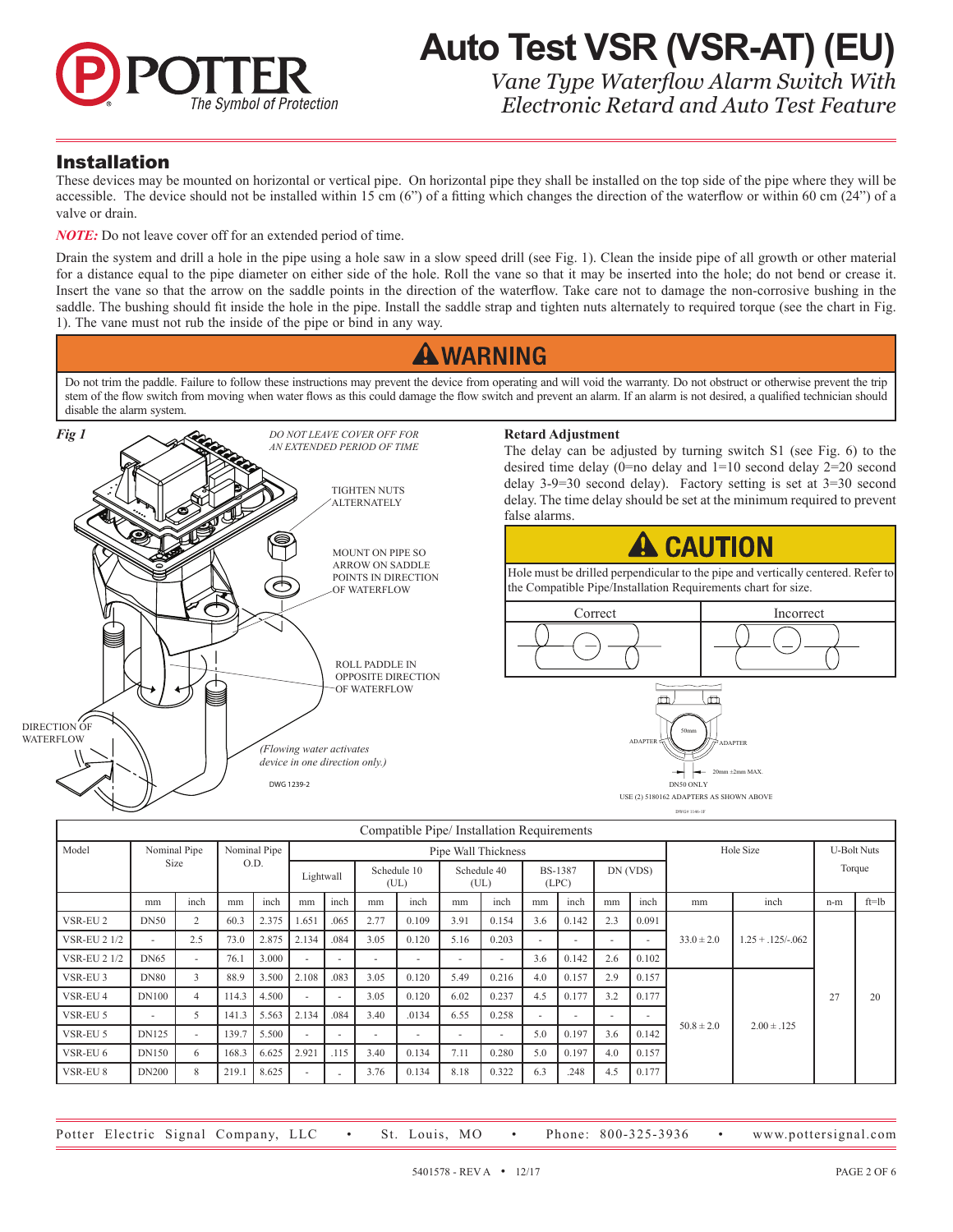# Auto Test VSR (VSR-AT) (EU)

*Vane Type Waterflow Alarm Switch With Electronic Retard and Auto Test Feature*

## Installation

These devices may be mounted on horizontal or vertical pipe. On horizontal pipe they shall be installed on the top side of the pipe where they will be accessible. The device should not be installed within 15 cm (6") of a fitting which changes the direction of the waterflow or within 60 cm (24") of a valve or drain.

***NOTE:*** Do not leave cover off for an extended period of time.

Drain the system and drill a hole in the pipe using a hole saw in a slow speed drill (see Fig. 1). Clean the inside pipe of all growth or other material for a distance equal to the pipe diameter on either side of the hole. Roll the vane so that it may be inserted into the hole; do not bend or crease it. Insert the vane so that the arrow on the saddle points in the direction of the waterflow. Take care not to damage the non-corrosive bushing in the saddle. The bushing should fit inside the hole in the pipe. Install the saddle strap and tighten nuts alternately to required torque (see the chart in Fig. 1). The vane must not rub the inside of the pipe or bind in any way.

### ⚠ WARNING

Do not trim the paddle. Failure to follow these instructions may prevent the device from operating and will void the warranty. Do not obstruct or otherwise prevent the trip stem of the flow switch from moving when water flows as this could damage the flow switch and prevent an alarm. If an alarm is not desired, a qualified technician should disable the alarm system.

*Fig 1*

*DO NOT LEAVE COVER OFF FOR AN EXTENDED PERIOD OF TIME*

TIGHTEN NUTS ALTERNATELY

MOUNT ON PIPE SO ARROW ON SADDLE POINTS IN DIRECTION OF WATERFLOW

ROLL PADDLE IN OPPOSITE DIRECTION OF WATERFLOW

DIRECTION OF WATERFLOW

*(Flowing water activates device in one direction only.)*

DWG 1239-2

### Retard Adjustment

The delay can be adjusted by turning switch S1 (see Fig. 6) to the desired time delay (0=no delay and 1=10 second delay 2=20 second delay 3-9=30 second delay). Factory setting is set at 3=30 second delay. The time delay should be set at the minimum required to prevent false alarms.

### ⚠ CAUTION

Hole must be drilled perpendicular to the pipe and vertically centered. Refer to the Compatible Pipe/Installation Requirements chart for size.

| Correct | Incorrect |
|---|---|

50mm

ADAPTER

ADAPTER

20mm ±2mm MAX.

DN50 ONLY

USE (2) 5180162 ADAPTERS AS SHOWN ABOVE

DWG# 1146-1F

**Compatible Pipe/ Installation Requirements**

| Model | Nominal Pipe Size | | Nominal Pipe O.D. | | Pipe Wall Thickness | | | | | | | | | | Hole Size | | U-Bolt Nuts Torque | |
|---|---|---|---|---|---|---|---|---|---|---|---|---|---|---|---|---|---|---|
| | | | | | Lightwall | | Schedule 10 (UL) | | Schedule 40 (UL) | | BS-1387 (LPC) | | DN (VDS) | | | | | |
| | mm | inch | mm | inch | mm | inch | mm | inch | mm | inch | mm | inch | mm | inch | mm | inch | n-m | ft=lb |
| VSR-EU 2 | DN50 | 2 | 60.3 | 2.375 | 1.651 | .065 | 2.77 | 0.109 | 3.91 | 0.154 | 3.6 | 0.142 | 2.3 | 0.091 | 33.0 ± 2.0 | 1.25 + .125/-.062 | 27 | 20 |
| VSR-EU 2 1/2 | - | 2.5 | 73.0 | 2.875 | 2.134 | .084 | 3.05 | 0.120 | 5.16 | 0.203 | - | - | - | - | | | | |
| VSR-EU 2 1/2 | DN65 | - | 76.1 | 3.000 | - | - | - | - | - | - | 3.6 | 0.142 | 2.6 | 0.102 | | | | |
| VSR-EU 3 | DN80 | 3 | 88.9 | 3.500 | 2.108 | .083 | 3.05 | 0.120 | 5.49 | 0.216 | 4.0 | 0.157 | 2.9 | 0.157 | 50.8 ± 2.0 | 2.00 ± .125 | | |
| VSR-EU 4 | DN100 | 4 | 114.3 | 4.500 | - | - | 3.05 | 0.120 | 6.02 | 0.237 | 4.5 | 0.177 | 3.2 | 0.177 | | | | |
| VSR-EU 5 | - | 5 | 141.3 | 5.563 | 2.134 | .084 | 3.40 | .0134 | 6.55 | 0.258 | - | - | - | - | | | | |
| VSR-EU 5 | DN125 | - | 139.7 | 5.500 | - | - | - | - | - | - | 5.0 | 0.197 | 3.6 | 0.142 | | | | |
| VSR-EU 6 | DN150 | 6 | 168.3 | 6.625 | 2.921 | .115 | 3.40 | 0.134 | 7.11 | 0.280 | 5.0 | 0.197 | 4.0 | 0.157 | | | | |
| VSR-EU 8 | DN200 | 8 | 219.1 | 8.625 | - | - | 3.76 | 0.134 | 8.18 | 0.322 | 6.3 | .248 | 4.5 | 0.177 | | | | |

Potter Electric Signal Company, LLC • St. Louis, MO • Phone: 800-325-3936 • www.pottersignal.com

5401578 - REV A • 12/17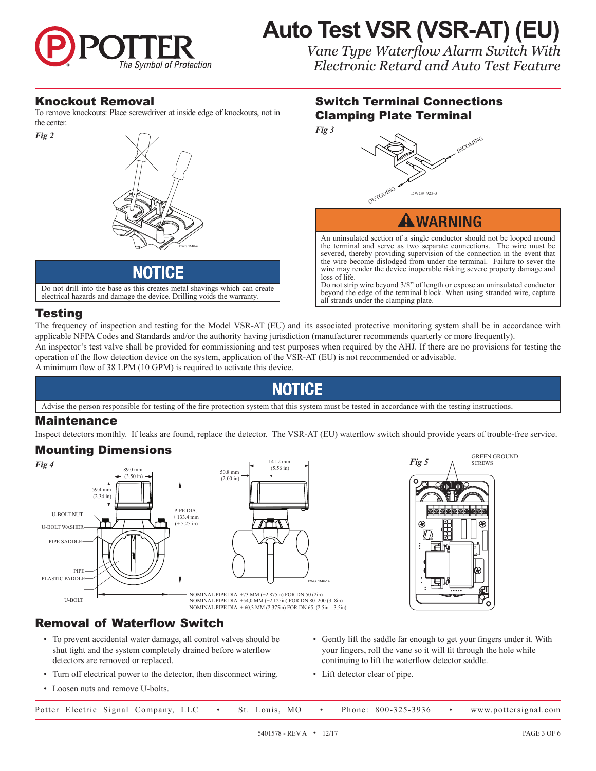# Auto Test VSR (VSR-AT) (EU)

*Vane Type Waterflow Alarm Switch With Electronic Retard and Auto Test Feature*

## Knockout Removal

To remove knockouts: Place screwdriver at inside edge of knockouts, not in the center.

*Fig 2*

### NOTICE

Do not drill into the base as this creates metal shavings which can create electrical hazards and damage the device. Drilling voids the warranty.

## Switch Terminal Connections Clamping Plate Terminal

*Fig 3*

### ⚠ WARNING

An uninsulated section of a single conductor should not be looped around the terminal and serve as two separate connections. The wire must be severed, thereby providing supervision of the connection in the event that the wire become dislodged from under the terminal. Failure to sever the wire may render the device inoperable risking severe property damage and loss of life.

Do not strip wire beyond 3/8" of length or expose an uninsulated conductor beyond the edge of the terminal block. When using stranded wire, capture all strands under the clamping plate.

## Testing

The frequency of inspection and testing for the Model VSR-AT (EU) and its associated protective monitoring system shall be in accordance with applicable NFPA Codes and Standards and/or the authority having jurisdiction (manufacturer recommends quarterly or more frequently).

An inspector's test valve shall be provided for commissioning and test purposes when required by the AHJ. If there are no provisions for testing the operation of the flow detection device on the system, application of the VSR-AT (EU) is not recommended or advisable.

A minimum flow of 38 LPM (10 GPM) is required to activate this device.

### NOTICE

Advise the person responsible for testing of the fire protection system that this system must be tested in accordance with the testing instructions.

## Maintenance

Inspect detectors monthly. If leaks are found, replace the detector. The VSR-AT (EU) waterflow switch should provide years of trouble-free service.

## Mounting Dimensions

*Fig 4*

NOMINAL PIPE DIA. +73 MM (+2.875in) FOR DN 50 (2in)
NOMINAL PIPE DIA. +54,0 MM (+2.125in) FOR DN 80–200 (3–8in)
NOMINAL PIPE DIA. + 60,3 MM (2.375in) FOR DN 65–(2.5in – 3.5in)

*Fig 5*

## Removal of Waterflow Switch

- To prevent accidental water damage, all control valves should be shut tight and the system completely drained before waterflow detectors are removed or replaced.
- Turn off electrical power to the detector, then disconnect wiring.
- Loosen nuts and remove U-bolts.
- Gently lift the saddle far enough to get your fingers under it. With your fingers, roll the vane so it will fit through the hole while continuing to lift the waterflow detector saddle.
- Lift detector clear of pipe.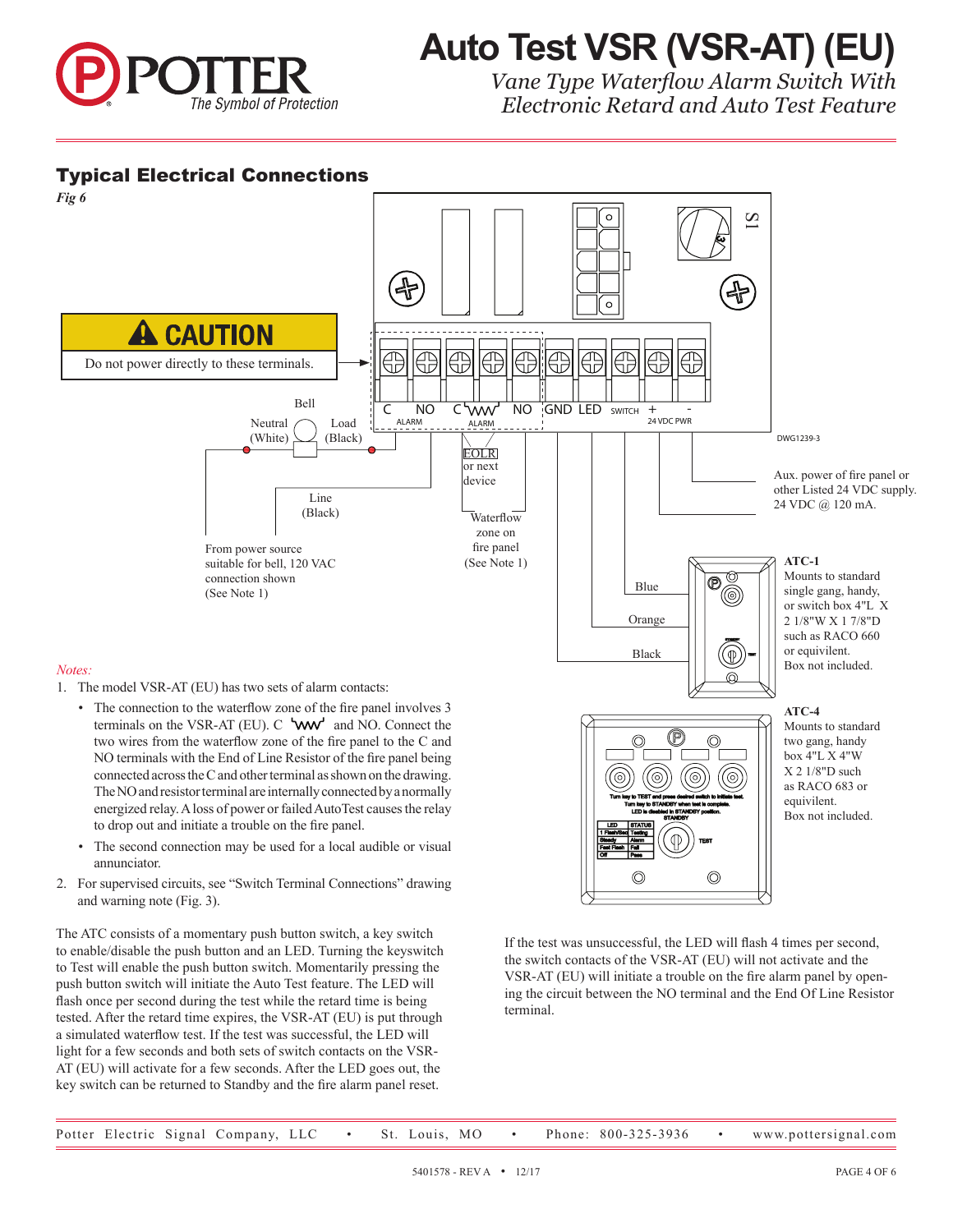# Auto Test VSR (VSR-AT) (EU)

*Vane Type Waterflow Alarm Switch With Electronic Retard and Auto Test Feature*

## Typical Electrical Connections

*Fig 6*

CAUTION

Do not power directly to these terminals.

C NO ALARM C NO ALARM GND LED SWITCH + - 24 VDC PWR

S1

DWG1239-3

Bell

Neutral (White)

Load (Black)

Line (Black)

From power source suitable for bell, 120 VAC connection shown (See Note 1)

EOLR or next device

Waterflow zone on fire panel (See Note 1)

Aux. power of fire panel or other Listed 24 VDC supply. 24 VDC @ 120 mA.

Blue

Orange

Black

**ATC-1**
Mounts to standard single gang, handy, or switch box 4"L X 2 1/8"W X 1 7/8"D such as RACO 660 or equivilent.
Box not included.

**ATC-4**
Mounts to standard two gang, handy box 4"L X 4"W X 2 1/8"D such as RACO 683 or equivilent.
Box not included.

Turn key to TEST and press desired switch to initiate test.
Turn key to STANDBY when test is complete.
LED is disabled in STANDBY position.

| LED | STATUS |
|---|---|
| 1 Flash/Sec | Testing |
| Steady | Alarm |
| Fast Flash | Fail |
| Off | Pass |

STANDBY TEST

*Notes:*

1. The model VSR-AT (EU) has two sets of alarm contacts:
   - The connection to the waterflow zone of the fire panel involves 3 terminals on the VSR-AT (EU). C (resistor symbol) and NO. Connect the two wires from the waterflow zone of the fire panel to the C and NO terminals with the End of Line Resistor of the fire panel being connected across the C and other terminal as shown on the drawing. The NO and resistor terminal are internally connected by a normally energized relay. A loss of power or failed AutoTest causes the relay to drop out and initiate a trouble on the fire panel.
   - The second connection may be used for a local audible or visual annunciator.
2. For supervised circuits, see "Switch Terminal Connections" drawing and warning note (Fig. 3).

The ATC consists of a momentary push button switch, a key switch to enable/disable the push button and an LED. Turning the keyswitch to Test will enable the push button switch. Momentarily pressing the push button switch will initiate the Auto Test feature. The LED will flash once per second during the test while the retard time is being tested. After the retard time expires, the VSR-AT (EU) is put through a simulated waterflow test. If the test was successful, the LED will light for a few seconds and both sets of switch contacts on the VSR-AT (EU) will activate for a few seconds. After the LED goes out, the key switch can be returned to Standby and the fire alarm panel reset.

If the test was unsuccessful, the LED will flash 4 times per second, the switch contacts of the VSR-AT (EU) will not activate and the VSR-AT (EU) will initiate a trouble on the fire alarm panel by opening the circuit between the NO terminal and the End Of Line Resistor terminal.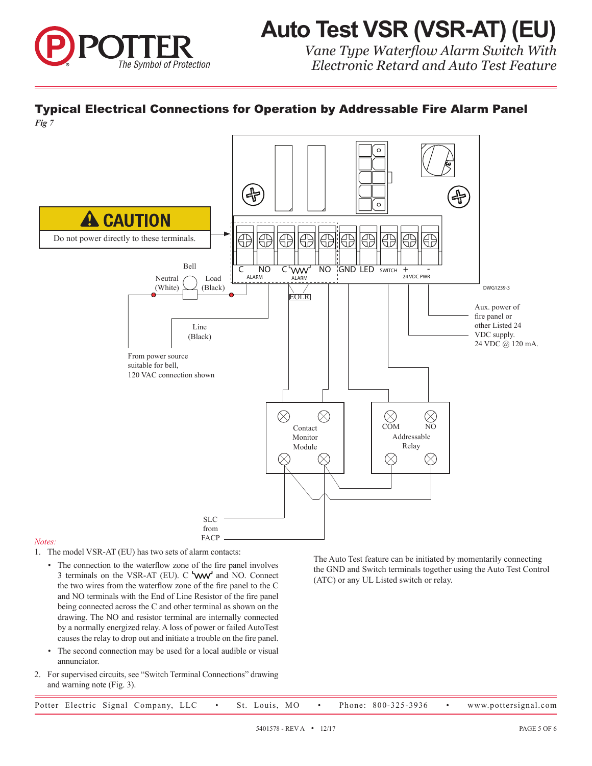# Auto Test VSR (VSR-AT) (EU)

*Vane Type Waterflow Alarm Switch With Electronic Retard and Auto Test Feature*

## Typical Electrical Connections for Operation by Addressable Fire Alarm Panel

*Fig 7*

CAUTION

Do not power directly to these terminals.

C NO ALARM C NO ALARM GND LED SWITCH + - 24 VDC PWR

Bell

Neutral (White)

Load (Black)

EOLR

DWG1239-3

Line (Black)

From power source suitable for bell, 120 VAC connection shown

Aux. power of fire panel or other Listed 24 VDC supply. 24 VDC @ 120 mA.

Contact Monitor Module

COM NO Addressable Relay

SLC from FACP

*Notes:*

1. The model VSR-AT (EU) has two sets of alarm contacts:
   - The connection to the waterflow zone of the fire panel involves 3 terminals on the VSR-AT (EU). C (resistor) and NO. Connect the two wires from the waterflow zone of the fire panel to the C and NO terminals with the End of Line Resistor of the fire panel being connected across the C and other terminal as shown on the drawing. The NO and resistor terminal are internally connected by a normally energized relay. A loss of power or failed AutoTest causes the relay to drop out and initiate a trouble on the fire panel.
   - The second connection may be used for a local audible or visual annunciator.
2. For supervised circuits, see "Switch Terminal Connections" drawing and warning note (Fig. 3).

The Auto Test feature can be initiated by momentarily connecting the GND and Switch terminals together using the Auto Test Control (ATC) or any UL Listed switch or relay.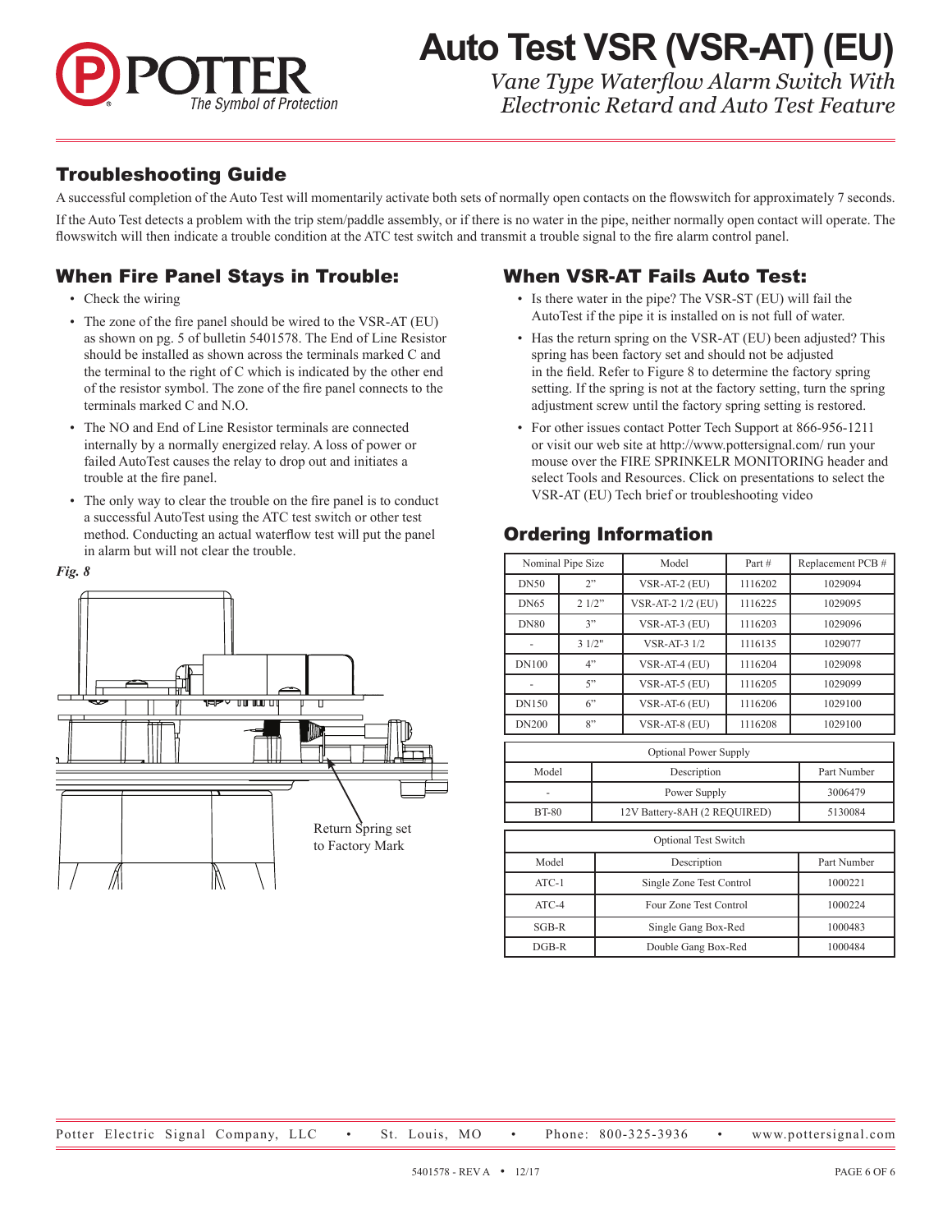# Auto Test VSR (VSR-AT) (EU)

*Vane Type Waterflow Alarm Switch With Electronic Retard and Auto Test Feature*

## Troubleshooting Guide

A successful completion of the Auto Test will momentarily activate both sets of normally open contacts on the flowswitch for approximately 7 seconds.

If the Auto Test detects a problem with the trip stem/paddle assembly, or if there is no water in the pipe, neither normally open contact will operate. The flowswitch will then indicate a trouble condition at the ATC test switch and transmit a trouble signal to the fire alarm control panel.

## When Fire Panel Stays in Trouble:

- Check the wiring
- The zone of the fire panel should be wired to the VSR-AT (EU) as shown on pg. 5 of bulletin 5401578. The End of Line Resistor should be installed as shown across the terminals marked C and the terminal to the right of C which is indicated by the other end of the resistor symbol. The zone of the fire panel connects to the terminals marked C and N.O.
- The NO and End of Line Resistor terminals are connected internally by a normally energized relay. A loss of power or failed AutoTest causes the relay to drop out and initiates a trouble at the fire panel.
- The only way to clear the trouble on the fire panel is to conduct a successful AutoTest using the ATC test switch or other test method. Conducting an actual waterflow test will put the panel in alarm but will not clear the trouble.

*Fig. 8*

Return Spring set to Factory Mark

## When VSR-AT Fails Auto Test:

- Is there water in the pipe? The VSR-ST (EU) will fail the AutoTest if the pipe it is installed on is not full of water.
- Has the return spring on the VSR-AT (EU) been adjusted? This spring has been factory set and should not be adjusted in the field. Refer to Figure 8 to determine the factory spring setting. If the spring is not at the factory setting, turn the spring adjustment screw until the factory spring setting is restored.
- For other issues contact Potter Tech Support at 866-956-1211 or visit our web site at http://www.pottersignal.com/ run your mouse over the FIRE SPRINKELR MONITORING header and select Tools and Resources. Click on presentations to select the VSR-AT (EU) Tech brief or troubleshooting video

## Ordering Information

| Nominal Pipe Size | | Model | Part # | Replacement PCB # |
|---|---|---|---|---|
| DN50 | 2" | VSR-AT-2 (EU) | 1116202 | 1029094 |
| DN65 | 2 1/2" | VSR-AT-2 1/2 (EU) | 1116225 | 1029095 |
| DN80 | 3" | VSR-AT-3 (EU) | 1116203 | 1029096 |
| - | 3 1/2" | VSR-AT-3 1/2 | 1116135 | 1029077 |
| DN100 | 4" | VSR-AT-4 (EU) | 1116204 | 1029098 |
| - | 5" | VSR-AT-5 (EU) | 1116205 | 1029099 |
| DN150 | 6" | VSR-AT-6 (EU) | 1116206 | 1029100 |
| DN200 | 8" | VSR-AT-8 (EU) | 1116208 | 1029100 |

| Optional Power Supply | | |
|---|---|---|
| Model | Description | Part Number |
| - | Power Supply | 3006479 |
| BT-80 | 12V Battery-8AH (2 REQUIRED) | 5130084 |

| Optional Test Switch | | |
|---|---|---|
| Model | Description | Part Number |
| ATC-1 | Single Zone Test Control | 1000221 |
| ATC-4 | Four Zone Test Control | 1000224 |
| SGB-R | Single Gang Box-Red | 1000483 |
| DGB-R | Double Gang Box-Red | 1000484 |

Potter Electric Signal Company, LLC • St. Louis, MO • Phone: 800-325-3936 • www.pottersignal.com

5401578 - REV A • 12/17